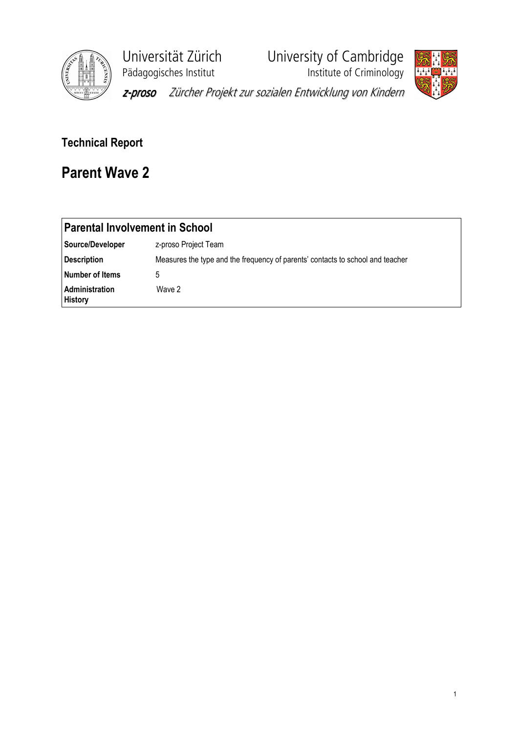Universität Zürich
Pädagogisches Institut

University of Cambridge
Institute of Criminology

*z-proso Zürcher Projekt zur sozialen Entwicklung von Kindern*

**Technical Report**

# Parent Wave 2

| **Parental Involvement in School** | |
|---|---|
| **Source/Developer** | z-proso Project Team |
| **Description** | Measures the type and the frequency of parents' contacts to school and teacher |
| **Number of Items** | 5 |
| **Administration History** | Wave 2 |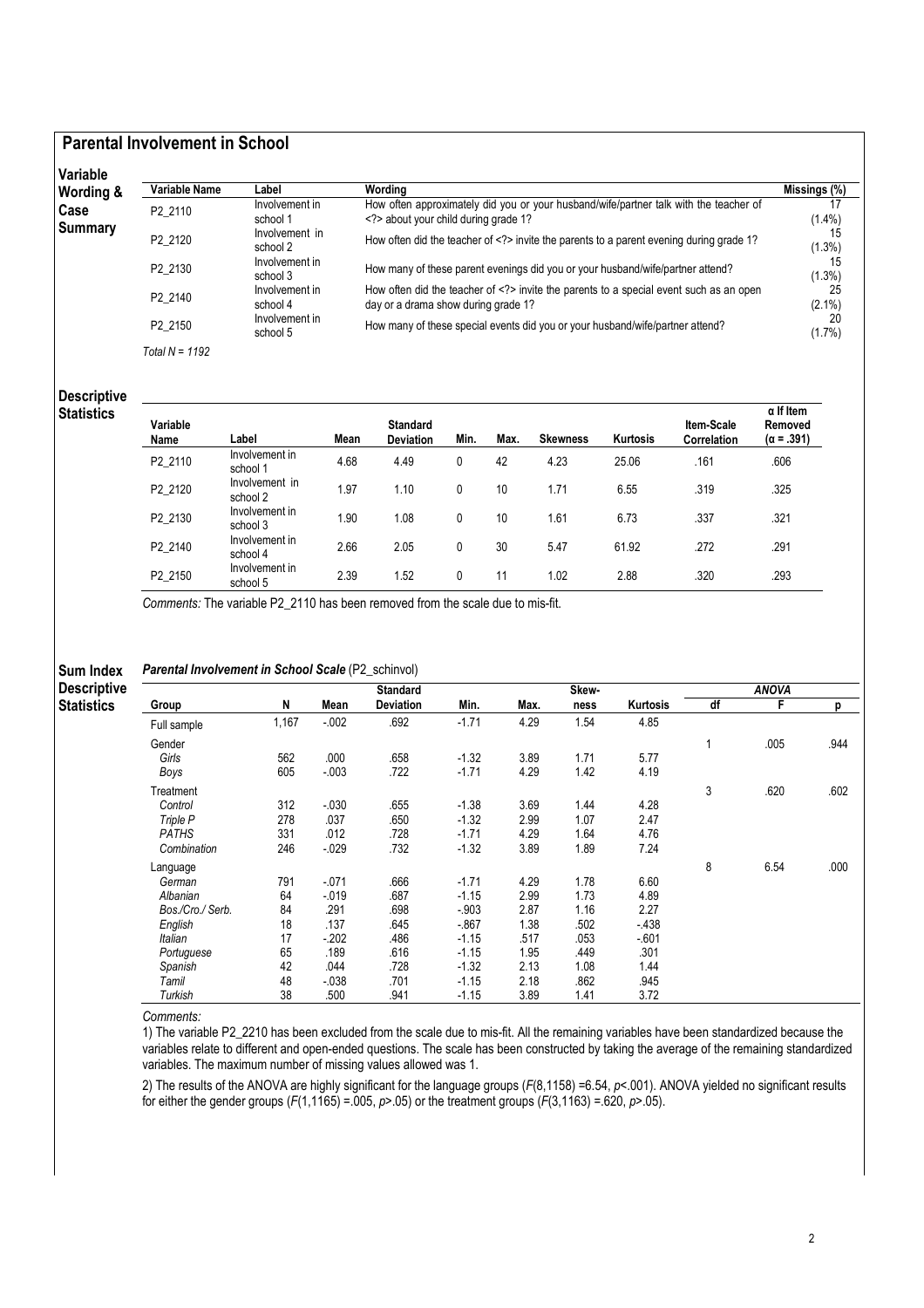## Parental Involvement in School

### Variable Wording & Case Summary

| Variable Name | Label | Wording | Missings (%) |
|---|---|---|---|
| P2_2110 | Involvement in school 1 | How often approximately did you or your husband/wife/partner talk with the teacher of <?> about your child during grade 1? | 17 (1.4%) |
| P2_2120 | Involvement in school 2 | How often did the teacher of <?> invite the parents to a parent evening during grade 1? | 15 (1.3%) |
| P2_2130 | Involvement in school 3 | How many of these parent evenings did you or your husband/wife/partner attend? | 15 (1.3%) |
| P2_2140 | Involvement in school 4 | How often did the teacher of <?> invite the parents to a special event such as an open day or a drama show during grade 1? | 25 (2.1%) |
| P2_2150 | Involvement in school 5 | How many of these special events did you or your husband/wife/partner attend? | 20 (1.7%) |

*Total N = 1192*

### Descriptive Statistics

| Variable Name | Label | Mean | Standard Deviation | Min. | Max. | Skewness | Kurtosis | Item-Scale Correlation | α If Item Removed (α = .391) |
|---|---|---|---|---|---|---|---|---|---|
| P2_2110 | Involvement in school 1 | 4.68 | 4.49 | 0 | 42 | 4.23 | 25.06 | .161 | .606 |
| P2_2120 | Involvement in school 2 | 1.97 | 1.10 | 0 | 10 | 1.71 | 6.55 | .319 | .325 |
| P2_2130 | Involvement in school 3 | 1.90 | 1.08 | 0 | 10 | 1.61 | 6.73 | .337 | .321 |
| P2_2140 | Involvement in school 4 | 2.66 | 2.05 | 0 | 30 | 5.47 | 61.92 | .272 | .291 |
| P2_2150 | Involvement in school 5 | 2.39 | 1.52 | 0 | 11 | 1.02 | 2.88 | .320 | .293 |

*Comments:* The variable P2_2110 has been removed from the scale due to mis-fit.

### Sum Index Descriptive Statistics

***Parental Involvement in School Scale*** (P2_schinvol)

| Group | N | Mean | Standard Deviation | Min. | Max. | Skew-ness | Kurtosis | ANOVA df | F | p |
|---|---|---|---|---|---|---|---|---|---|---|
| Full sample | 1,167 | -.002 | .692 | -1.71 | 4.29 | 1.54 | 4.85 | | | |
| Gender | | | | | | | | 1 | .005 | .944 |
| *Girls* | 562 | .000 | .658 | -1.32 | 3.89 | 1.71 | 5.77 | | | |
| *Boys* | 605 | -.003 | .722 | -1.71 | 4.29 | 1.42 | 4.19 | | | |
| Treatment | | | | | | | | 3 | .620 | .602 |
| *Control* | 312 | -.030 | .655 | -1.38 | 3.69 | 1.44 | 4.28 | | | |
| *Triple P* | 278 | .037 | .650 | -1.32 | 2.99 | 1.07 | 2.47 | | | |
| *PATHS* | 331 | .012 | .728 | -1.71 | 4.29 | 1.64 | 4.76 | | | |
| *Combination* | 246 | -.029 | .732 | -1.32 | 3.89 | 1.89 | 7.24 | | | |
| Language | | | | | | | | 8 | 6.54 | .000 |
| *German* | 791 | -.071 | .666 | -1.71 | 4.29 | 1.78 | 6.60 | | | |
| *Albanian* | 64 | -.019 | .687 | -1.15 | 2.99 | 1.73 | 4.89 | | | |
| *Bos./Cro./ Serb.* | 84 | .291 | .698 | -.903 | 2.87 | 1.16 | 2.27 | | | |
| *English* | 18 | .137 | .645 | -.867 | 1.38 | .502 | -.438 | | | |
| *Italian* | 17 | -.202 | .486 | -1.15 | .517 | .053 | -.601 | | | |
| *Portuguese* | 65 | .189 | .616 | -1.15 | 1.95 | .449 | .301 | | | |
| *Spanish* | 42 | .044 | .728 | -1.32 | 2.13 | 1.08 | 1.44 | | | |
| *Tamil* | 48 | -.038 | .701 | -1.15 | 2.18 | .862 | .945 | | | |
| *Turkish* | 38 | .500 | .941 | -1.15 | 3.89 | 1.41 | 3.72 | | | |

*Comments:*

1) The variable P2_2210 has been excluded from the scale due to mis-fit. All the remaining variables have been standardized because the variables relate to different and open-ended questions. The scale has been constructed by taking the average of the remaining standardized variables. The maximum number of missing values allowed was 1.

2) The results of the ANOVA are highly significant for the language groups ($F(8,1158) = 6.54$, $p < .001$). ANOVA yielded no significant results for either the gender groups ($F(1,1165) = .005$, $p > .05$) or the treatment groups ($F(3,1163) = .620$, $p > .05$).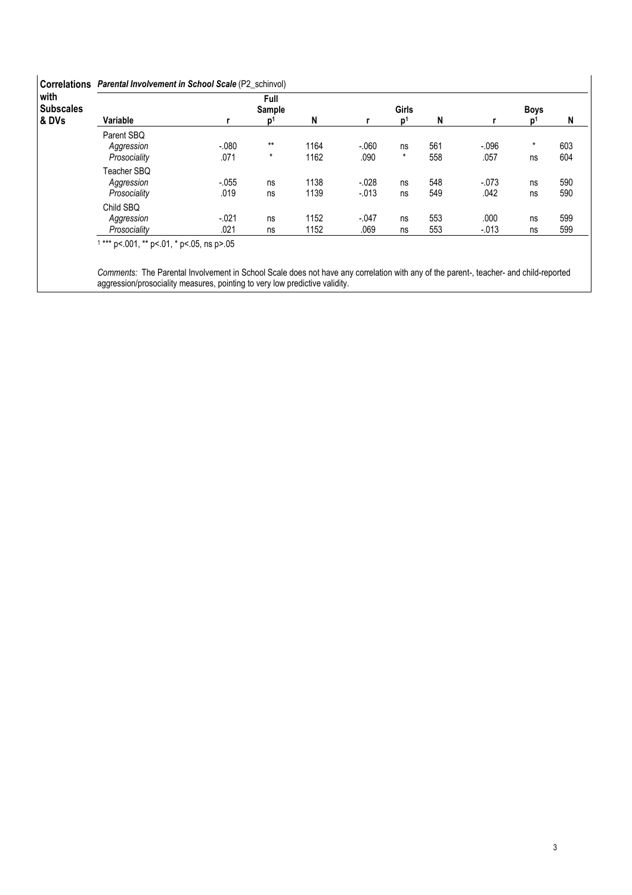**Correlations with Subscales & DVs** ***Parental Involvement in School Scale*** (P2_schinvol)

| Variable | Full Sample r | Full Sample p[1] | Full Sample N | Girls r | Girls p[1] | Girls N | Boys r | Boys p[1] | Boys N |
|---|---|---|---|---|---|---|---|---|---|
| Parent SBQ | | | | | | | | | |
| *Aggression* | -.080 | ** | 1164 | -.060 | ns | 561 | -.096 | * | 603 |
| *Prosociality* | .071 | * | 1162 | .090 | * | 558 | .057 | ns | 604 |
| Teacher SBQ | | | | | | | | | |
| *Aggression* | -.055 | ns | 1138 | -.028 | ns | 548 | -.073 | ns | 590 |
| *Prosociality* | .019 | ns | 1139 | -.013 | ns | 549 | .042 | ns | 590 |
| Child SBQ | | | | | | | | | |
| *Aggression* | -.021 | ns | 1152 | -.047 | ns | 553 | .000 | ns | 599 |
| *Prosociality* | .021 | ns | 1152 | .069 | ns | 553 | -.013 | ns | 599 |

[1] *** p<.001, ** p<.01, * p<.05, ns p>.05

*Comments:* The Parental Involvement in School Scale does not have any correlation with any of the parent-, teacher- and child-reported aggression/prosociality measures, pointing to very low predictive validity.